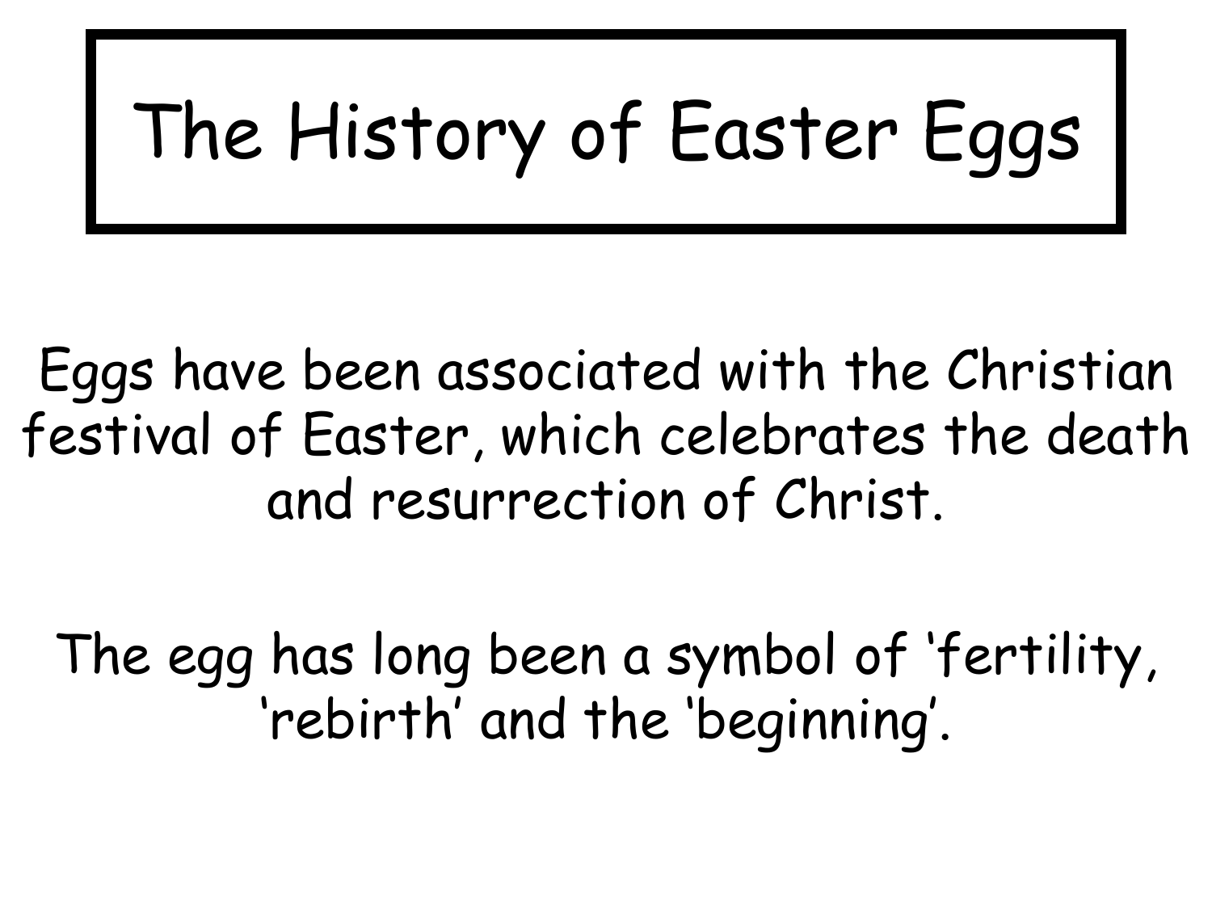# The History of Easter Eggs

Eggs have been associated with the Christian festival of Easter, which celebrates the death and resurrection of Christ.

The egg has long been a symbol of 'fertility, 'rebirth' and the 'beginning'.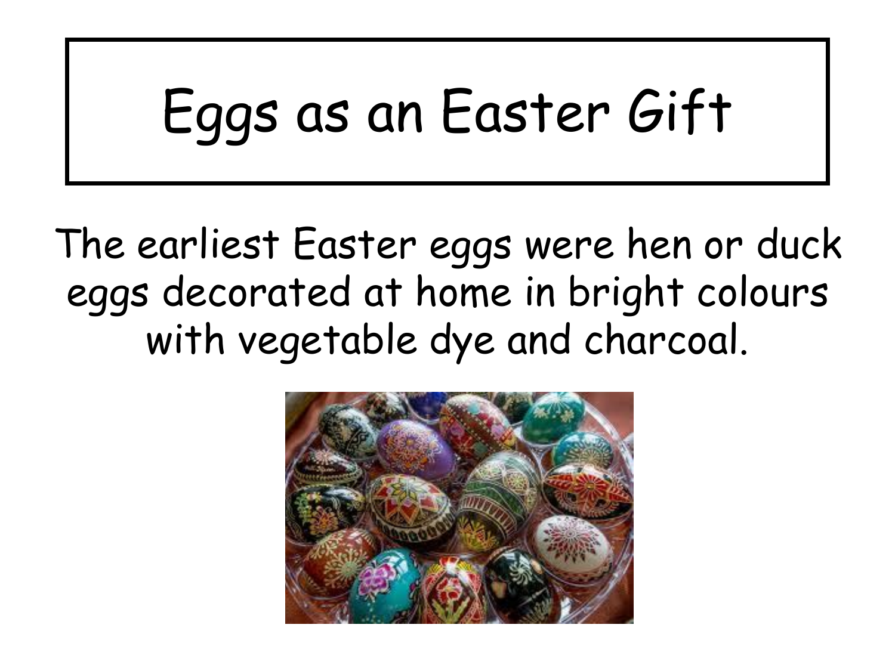# Eggs as an Easter Gift

The earliest Easter eggs were hen or duck eggs decorated at home in bright colours with vegetable dye and charcoal.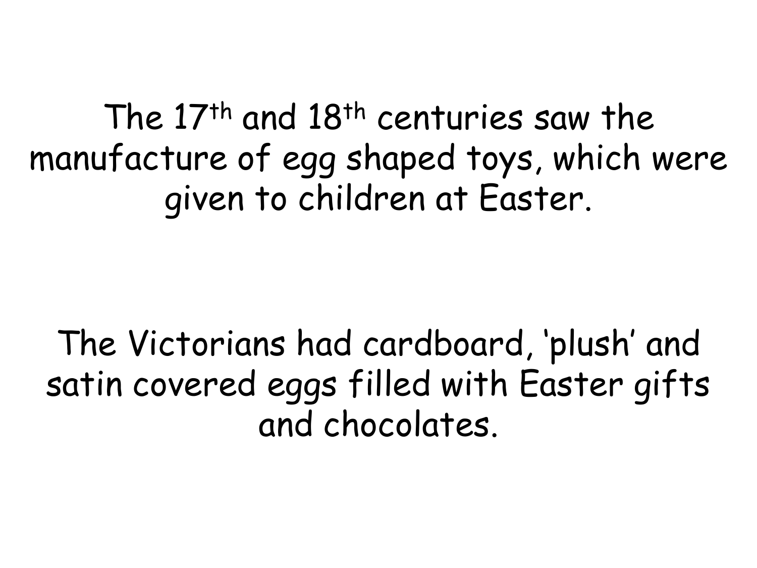The 17th and 18th centuries saw the manufacture of egg shaped toys, which were given to children at Easter.

The Victorians had cardboard, 'plush' and satin covered eggs filled with Easter gifts and chocolates.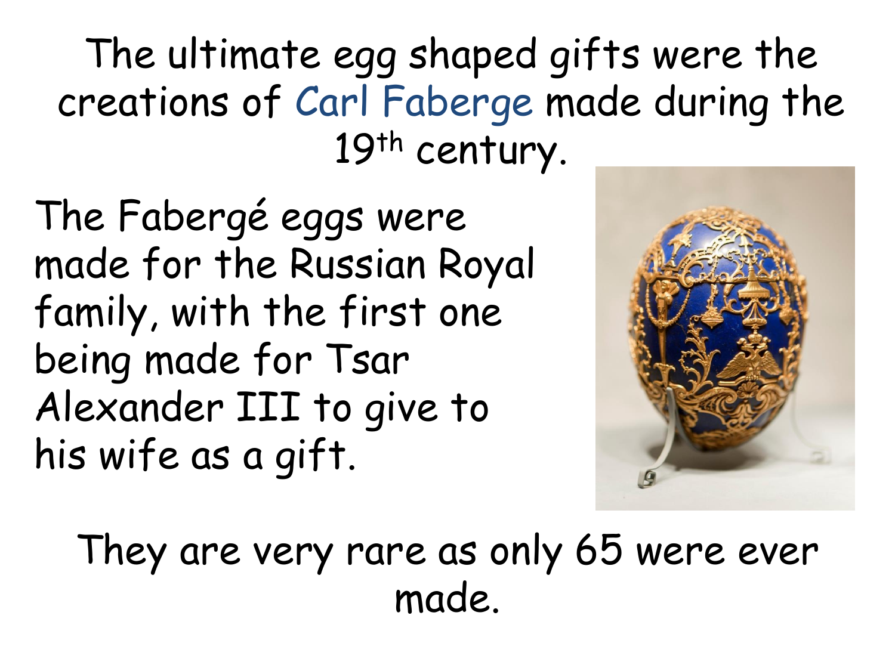The ultimate egg shaped gifts were the creations of Carl Faberge made during the 19th century.

The Fabergé eggs were made for the Russian Royal family, with the first one being made for Tsar Alexander III to give to his wife as a gift.

They are very rare as only 65 were ever made.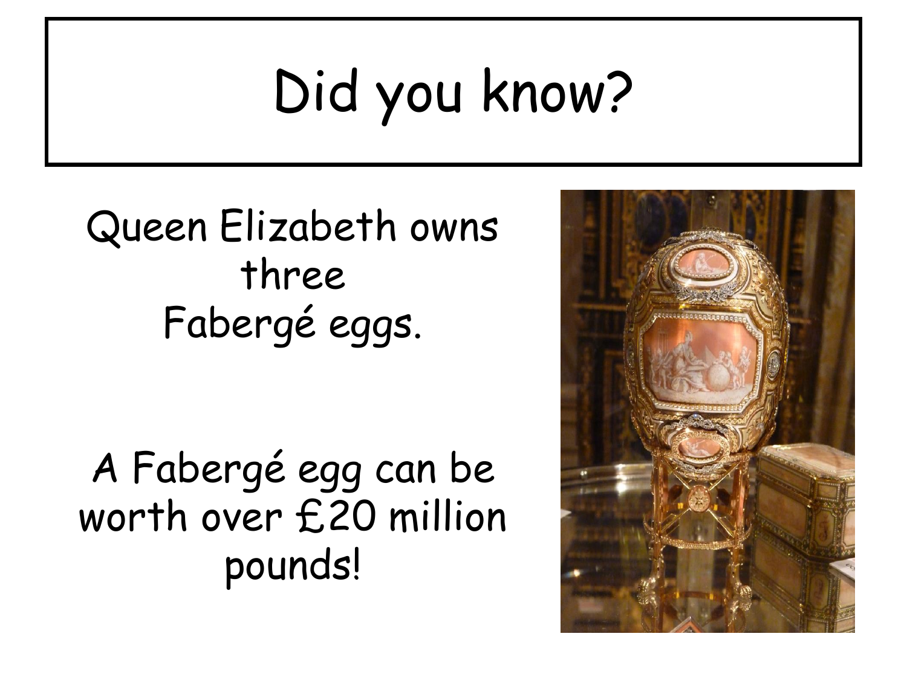# Did you know?

Queen Elizabeth owns three Fabergé eggs.

A Fabergé egg can be worth over £20 million pounds!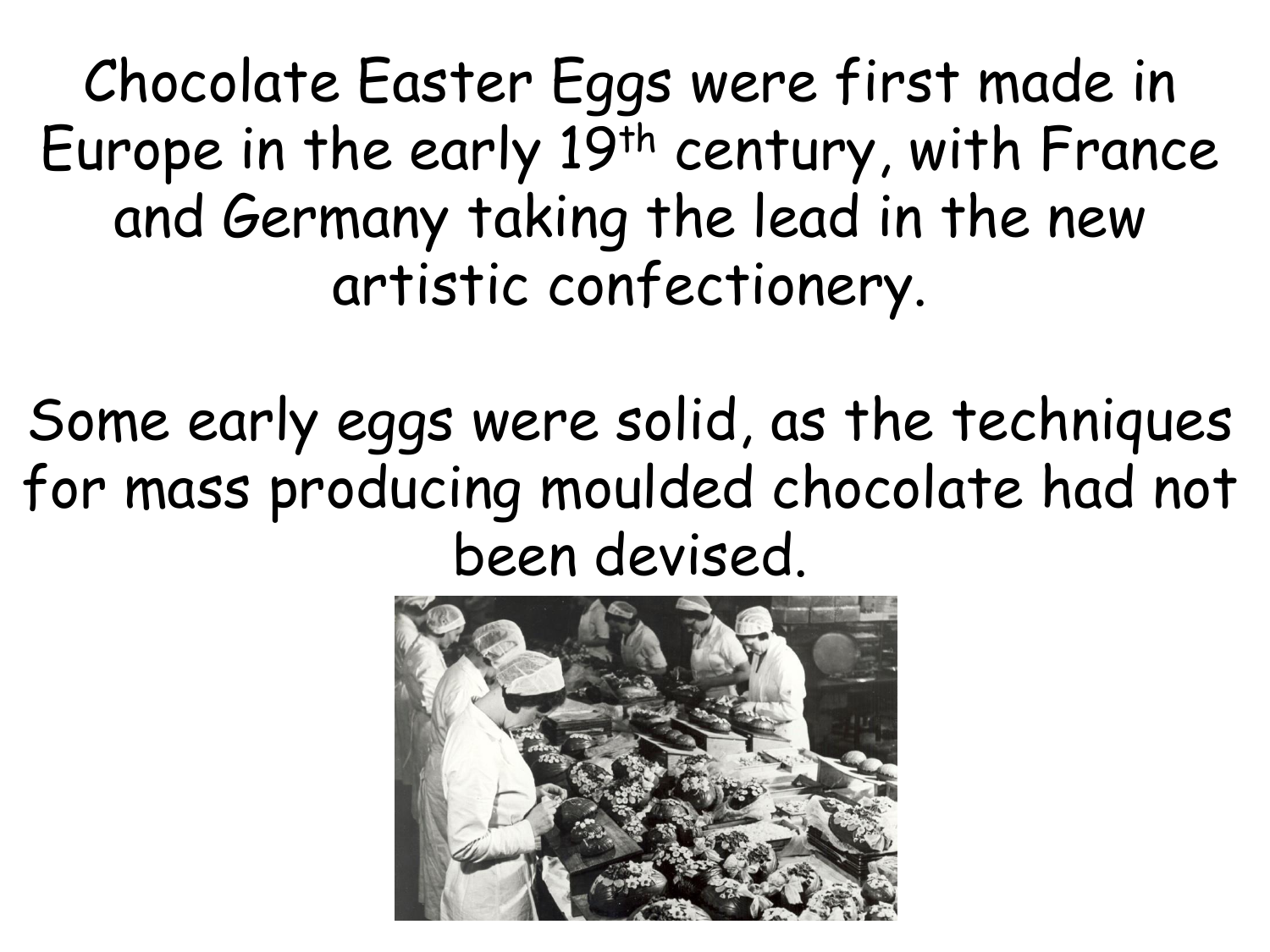Chocolate Easter Eggs were first made in Europe in the early 19th century, with France and Germany taking the lead in the new artistic confectionery.

Some early eggs were solid, as the techniques for mass producing moulded chocolate had not been devised.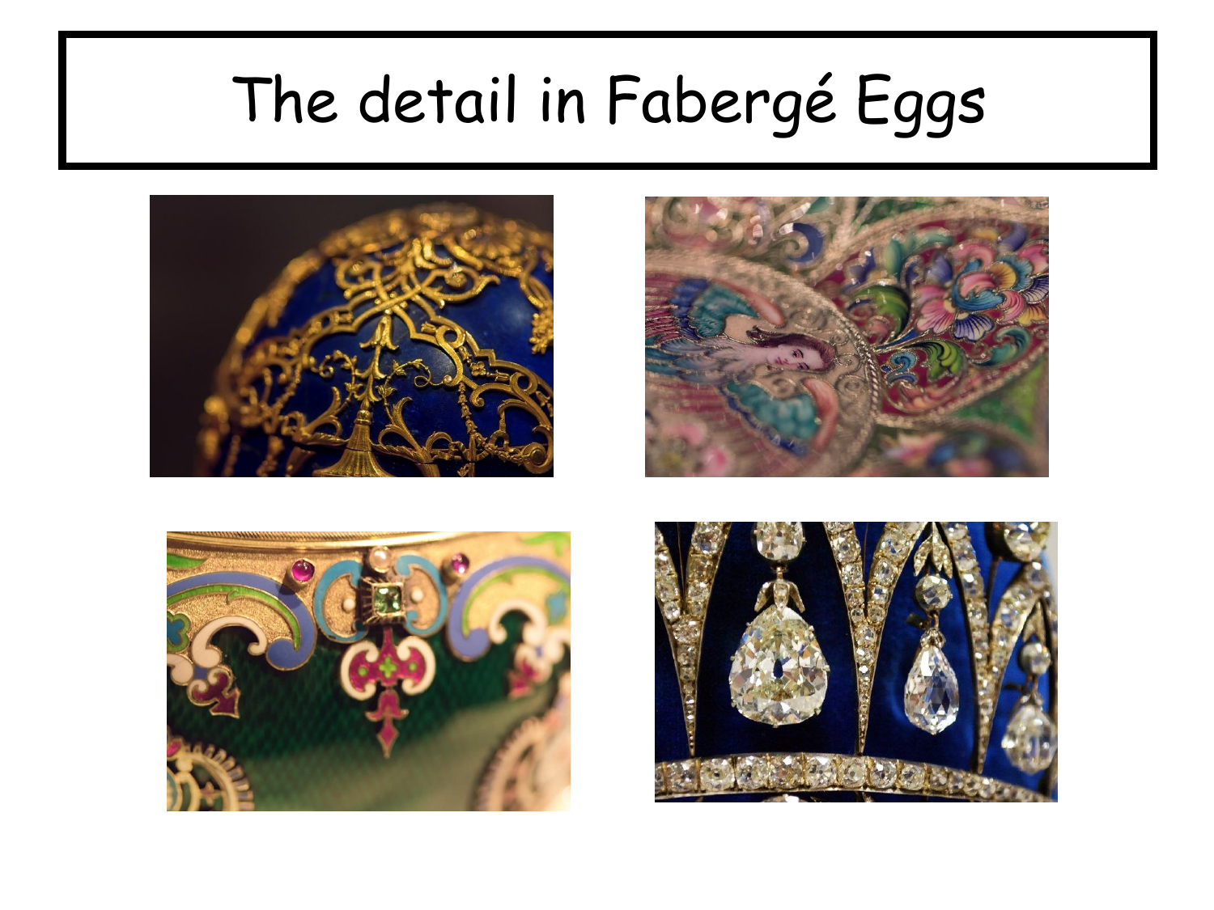# The detail in Fabergé Eggs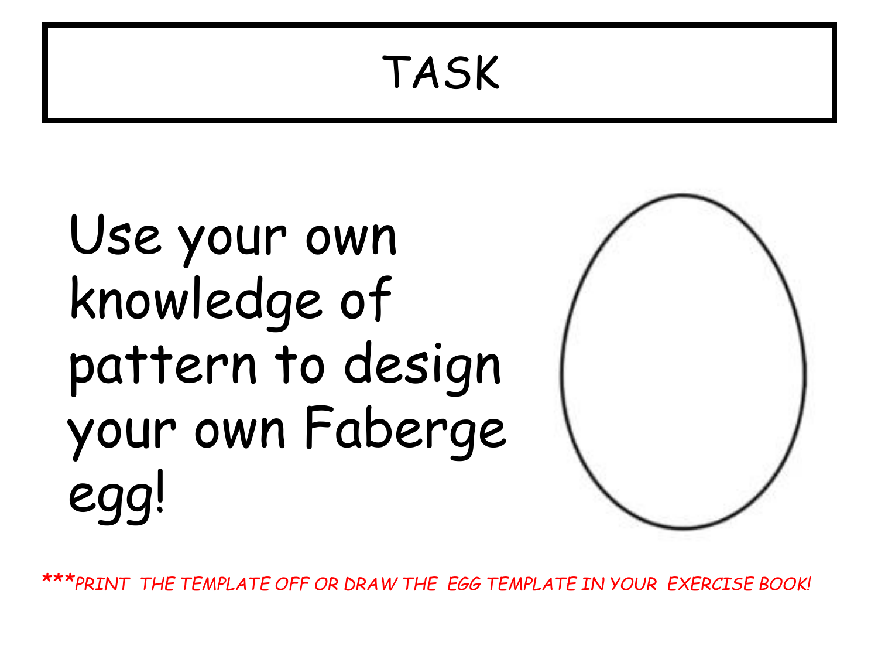# TASK

Use your own knowledge of pattern to design your own Faberge egg!

***PRINT THE TEMPLATE OFF OR DRAW THE EGG TEMPLATE IN YOUR EXERCISE BOOK!